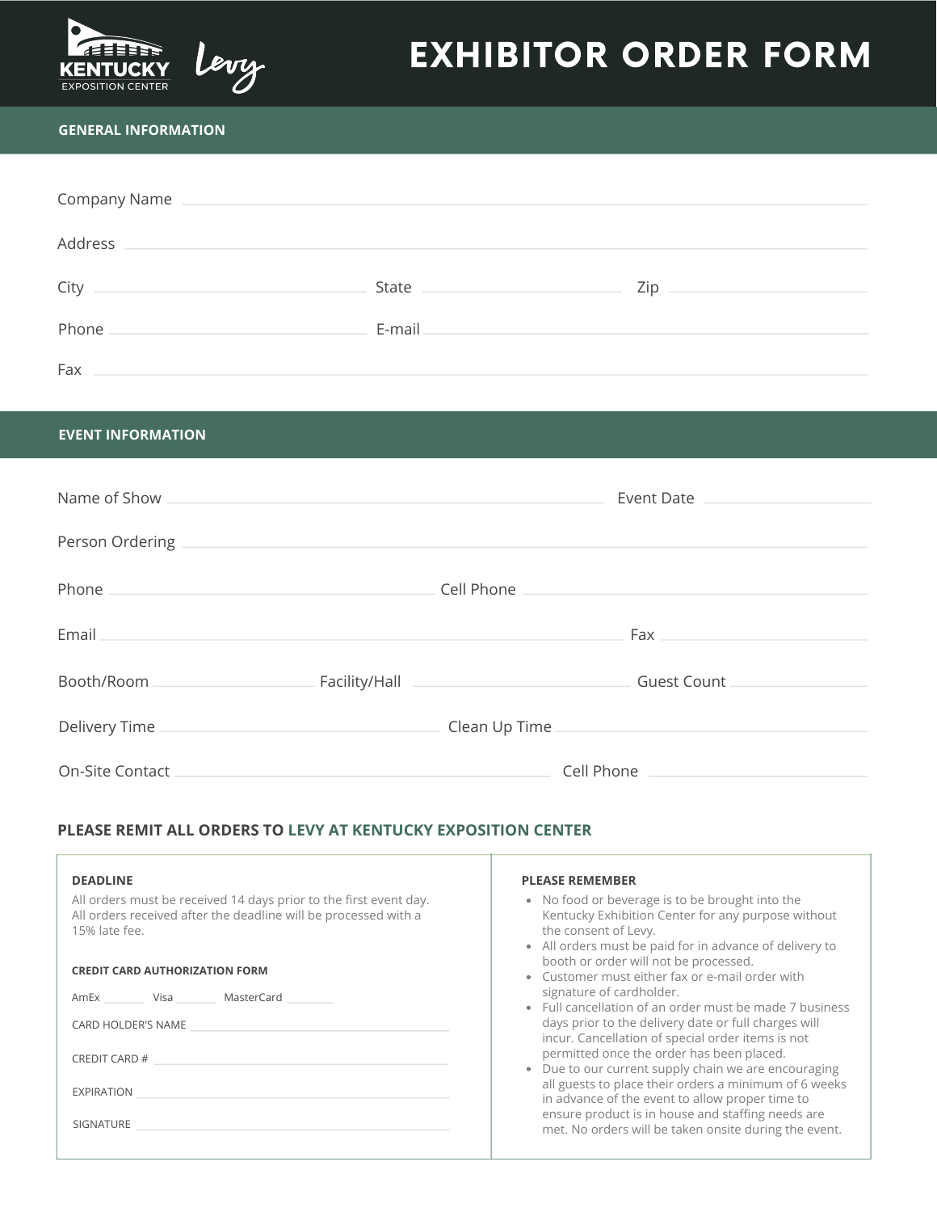# EXHIBITOR ORDER FORM

## GENERAL INFORMATION

Company Name ______________________________

Address ______________________________

City ______________ State ______________ Zip ______________

Phone ______________ E-mail ______________

Fax ______________________________

## EVENT INFORMATION

Name of Show ______________________________ Event Date ______________

Person Ordering ______________________________

Phone ______________ Cell Phone ______________

Email ______________________________ Fax ______________

Booth/Room ______________ Facility/Hall ______________ Guest Count ______________

Delivery Time ______________ Clean Up Time ______________

On-Site Contact ______________________________ Cell Phone ______________

### PLEASE REMIT ALL ORDERS TO LEVY AT KENTUCKY EXPOSITION CENTER

**DEADLINE**

All orders must be received 14 days prior to the first event day. All orders received after the deadline will be processed with a 15% late fee.

**CREDIT CARD AUTHORIZATION FORM**

AmEx ______ Visa ______ MasterCard ______

CARD HOLDER'S NAME ______________________________

CREDIT CARD # ______________________________

EXPIRATION ______________________________

SIGNATURE ______________________________

**PLEASE REMEMBER**

- No food or beverage is to be brought into the Kentucky Exhibition Center for any purpose without the consent of Levy.
- All orders must be paid for in advance of delivery to booth or order will not be processed.
- Customer must either fax or e-mail order with signature of cardholder.
- Full cancellation of an order must be made 7 business days prior to the delivery date or full charges will incur. Cancellation of special order items is not permitted once the order has been placed.
- Due to our current supply chain we are encouraging all guests to place their orders a minimum of 6 weeks in advance of the event to allow proper time to ensure product is in house and staffing needs are met. No orders will be taken onsite during the event.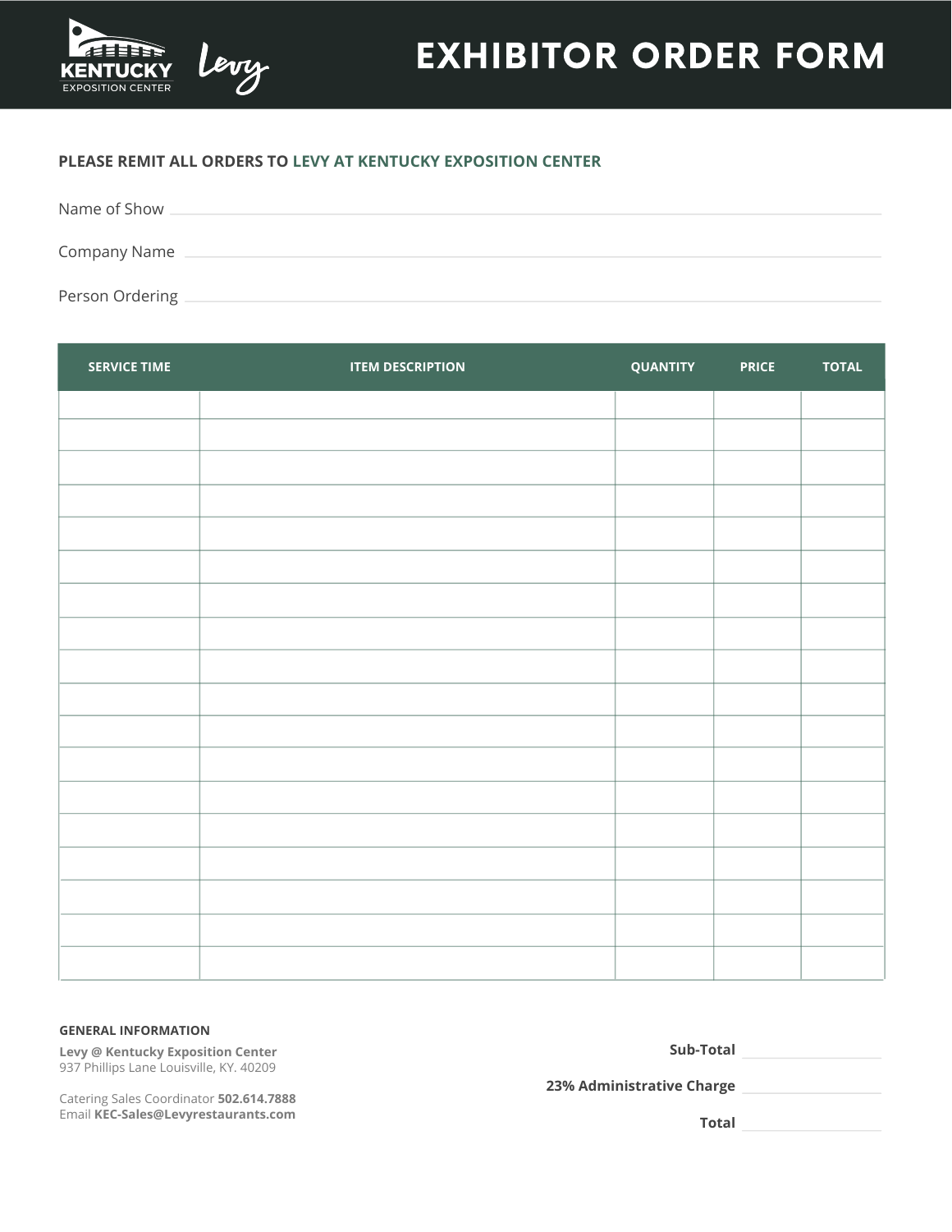# EXHIBITOR ORDER FORM

KENTUCKY EXPOSITION CENTER

Levy

**PLEASE REMIT ALL ORDERS TO LEVY AT KENTUCKY EXPOSITION CENTER**

Name of Show ______________________________

Company Name ______________________________

Person Ordering ______________________________

| SERVICE TIME | ITEM DESCRIPTION | QUANTITY | PRICE | TOTAL |
|---|---|---|---|---|
| | | | | |
| | | | | |
| | | | | |
| | | | | |
| | | | | |
| | | | | |
| | | | | |
| | | | | |
| | | | | |
| | | | | |
| | | | | |
| | | | | |
| | | | | |
| | | | | |
| | | | | |
| | | | | |
| | | | | |
| | | | | |

**GENERAL INFORMATION**

**Levy @ Kentucky Exposition Center**
937 Phillips Lane Louisville, KY. 40209

Catering Sales Coordinator **502.614.7888**
Email **KEC-Sales@Levyrestaurants.com**

**Sub-Total** ______________

**23% Administrative Charge** ______________

**Total** ______________